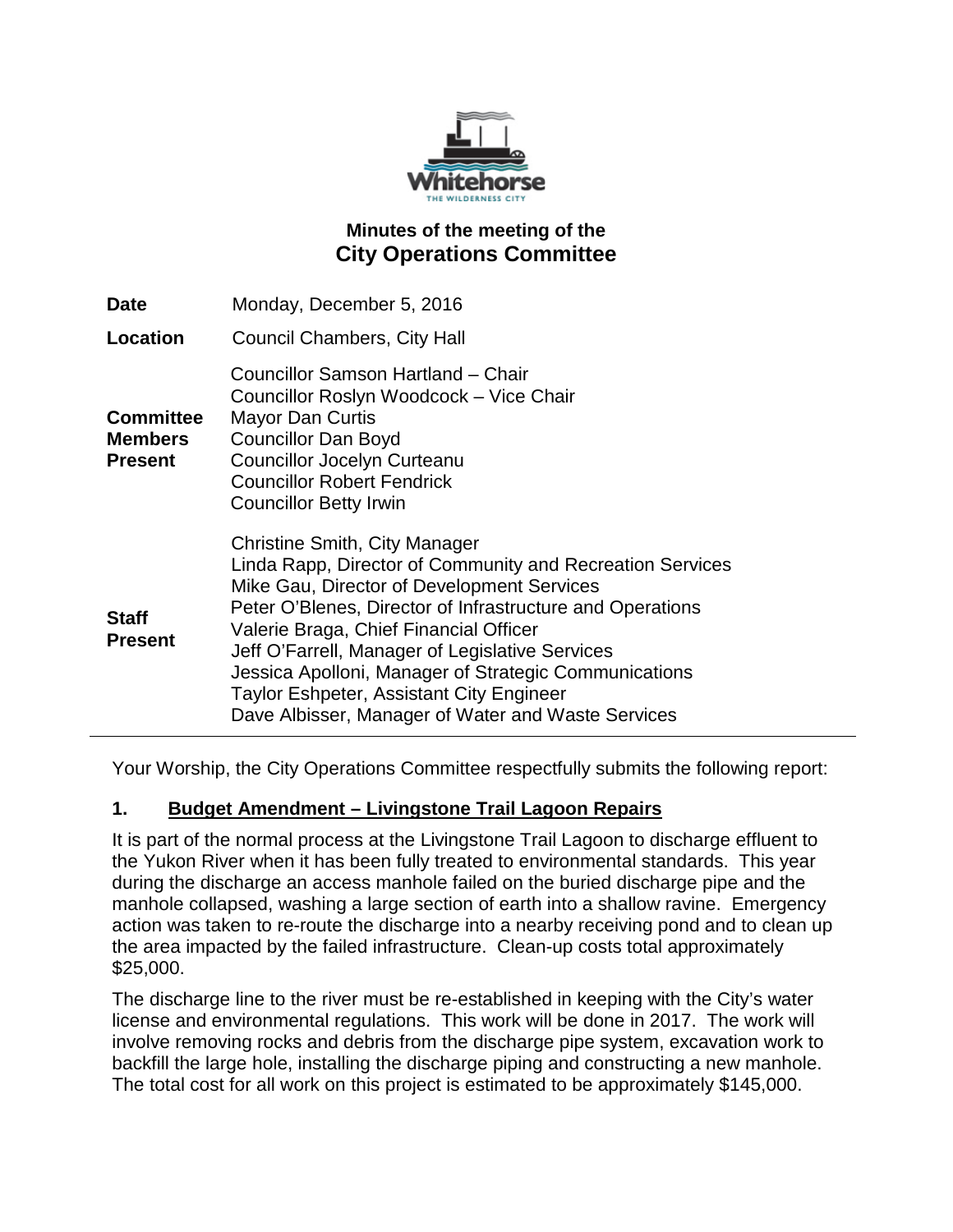# Minutes of the meeting of the City Operations Committee

| | |
|---|---|
| **Date** | Monday, December 5, 2016 |
| **Location** | Council Chambers, City Hall |
| **Committee Members Present** | Councillor Samson Hartland – Chair<br>Councillor Roslyn Woodcock – Vice Chair<br>Mayor Dan Curtis<br>Councillor Dan Boyd<br>Councillor Jocelyn Curteanu<br>Councillor Robert Fendrick<br>Councillor Betty Irwin |
| **Staff Present** | Christine Smith, City Manager<br>Linda Rapp, Director of Community and Recreation Services<br>Mike Gau, Director of Development Services<br>Peter O'Blenes, Director of Infrastructure and Operations<br>Valerie Braga, Chief Financial Officer<br>Jeff O'Farrell, Manager of Legislative Services<br>Jessica Apolloni, Manager of Strategic Communications<br>Taylor Eshpeter, Assistant City Engineer<br>Dave Albisser, Manager of Water and Waste Services |

Your Worship, the City Operations Committee respectfully submits the following report:

## 1. Budget Amendment – Livingstone Trail Lagoon Repairs

It is part of the normal process at the Livingstone Trail Lagoon to discharge effluent to the Yukon River when it has been fully treated to environmental standards. This year during the discharge an access manhole failed on the buried discharge pipe and the manhole collapsed, washing a large section of earth into a shallow ravine. Emergency action was taken to re-route the discharge into a nearby receiving pond and to clean up the area impacted by the failed infrastructure. Clean-up costs total approximately $25,000.

The discharge line to the river must be re-established in keeping with the City's water license and environmental regulations. This work will be done in 2017. The work will involve removing rocks and debris from the discharge pipe system, excavation work to backfill the large hole, installing the discharge piping and constructing a new manhole. The total cost for all work on this project is estimated to be approximately $145,000.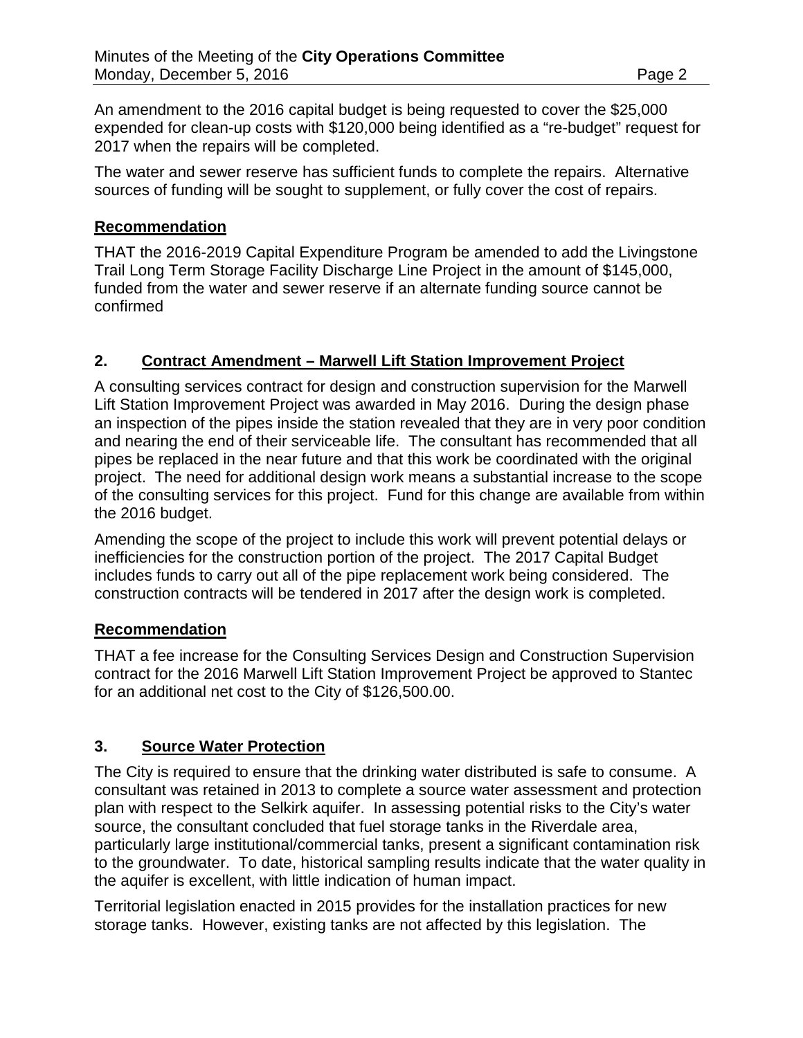An amendment to the 2016 capital budget is being requested to cover the $25,000 expended for clean-up costs with $120,000 being identified as a "re-budget" request for 2017 when the repairs will be completed.

The water and sewer reserve has sufficient funds to complete the repairs. Alternative sources of funding will be sought to supplement, or fully cover the cost of repairs.

**Recommendation**

THAT the 2016-2019 Capital Expenditure Program be amended to add the Livingstone Trail Long Term Storage Facility Discharge Line Project in the amount of $145,000, funded from the water and sewer reserve if an alternate funding source cannot be confirmed

## 2. Contract Amendment – Marwell Lift Station Improvement Project

A consulting services contract for design and construction supervision for the Marwell Lift Station Improvement Project was awarded in May 2016. During the design phase an inspection of the pipes inside the station revealed that they are in very poor condition and nearing the end of their serviceable life. The consultant has recommended that all pipes be replaced in the near future and that this work be coordinated with the original project. The need for additional design work means a substantial increase to the scope of the consulting services for this project. Fund for this change are available from within the 2016 budget.

Amending the scope of the project to include this work will prevent potential delays or inefficiencies for the construction portion of the project. The 2017 Capital Budget includes funds to carry out all of the pipe replacement work being considered. The construction contracts will be tendered in 2017 after the design work is completed.

**Recommendation**

THAT a fee increase for the Consulting Services Design and Construction Supervision contract for the 2016 Marwell Lift Station Improvement Project be approved to Stantec for an additional net cost to the City of $126,500.00.

## 3. Source Water Protection

The City is required to ensure that the drinking water distributed is safe to consume. A consultant was retained in 2013 to complete a source water assessment and protection plan with respect to the Selkirk aquifer. In assessing potential risks to the City's water source, the consultant concluded that fuel storage tanks in the Riverdale area, particularly large institutional/commercial tanks, present a significant contamination risk to the groundwater. To date, historical sampling results indicate that the water quality in the aquifer is excellent, with little indication of human impact.

Territorial legislation enacted in 2015 provides for the installation practices for new storage tanks. However, existing tanks are not affected by this legislation. The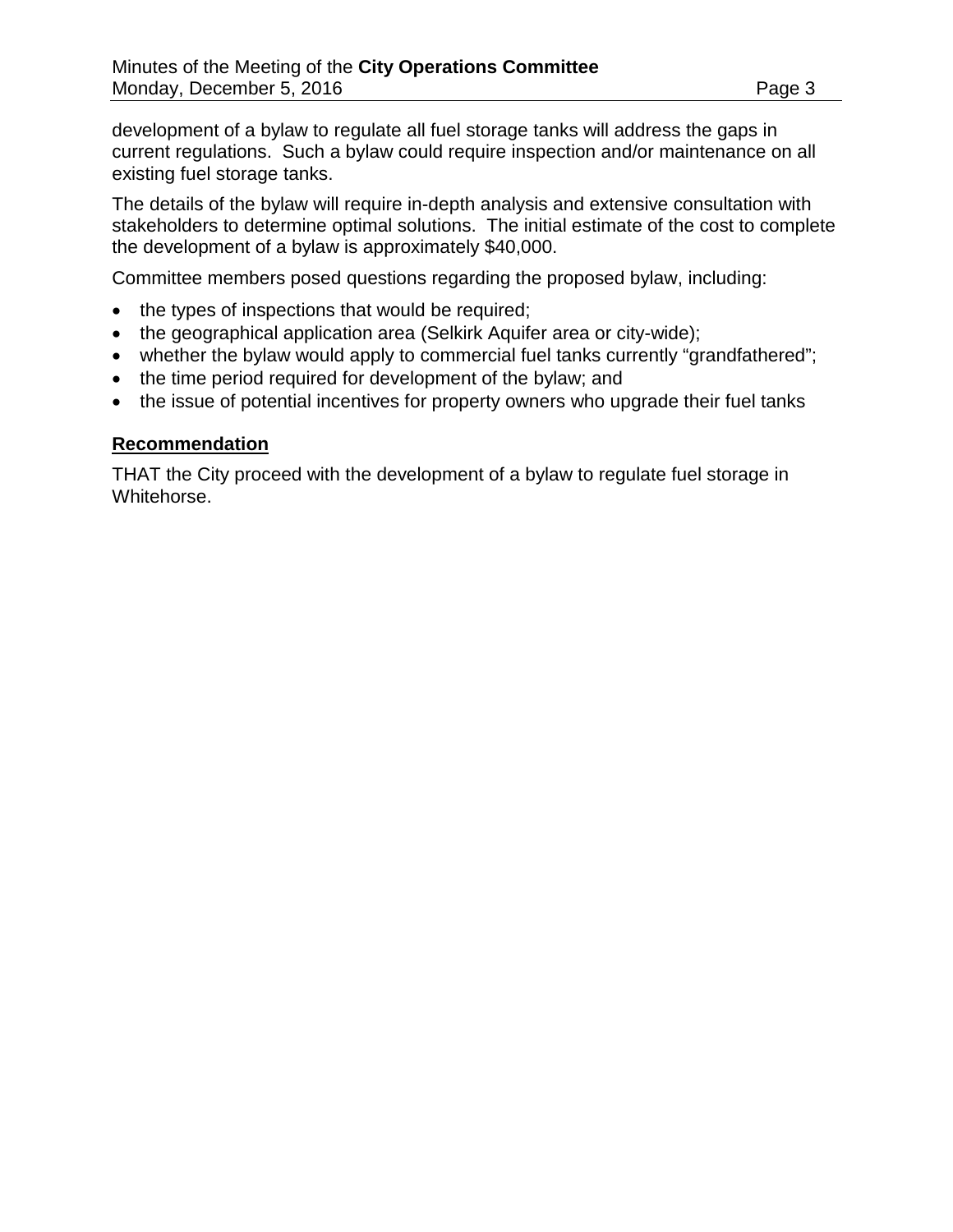development of a bylaw to regulate all fuel storage tanks will address the gaps in current regulations. Such a bylaw could require inspection and/or maintenance on all existing fuel storage tanks.

The details of the bylaw will require in-depth analysis and extensive consultation with stakeholders to determine optimal solutions. The initial estimate of the cost to complete the development of a bylaw is approximately $40,000.

Committee members posed questions regarding the proposed bylaw, including:

- the types of inspections that would be required;
- the geographical application area (Selkirk Aquifer area or city-wide);
- whether the bylaw would apply to commercial fuel tanks currently “grandfathered”;
- the time period required for development of the bylaw; and
- the issue of potential incentives for property owners who upgrade their fuel tanks

**Recommendation**

THAT the City proceed with the development of a bylaw to regulate fuel storage in Whitehorse.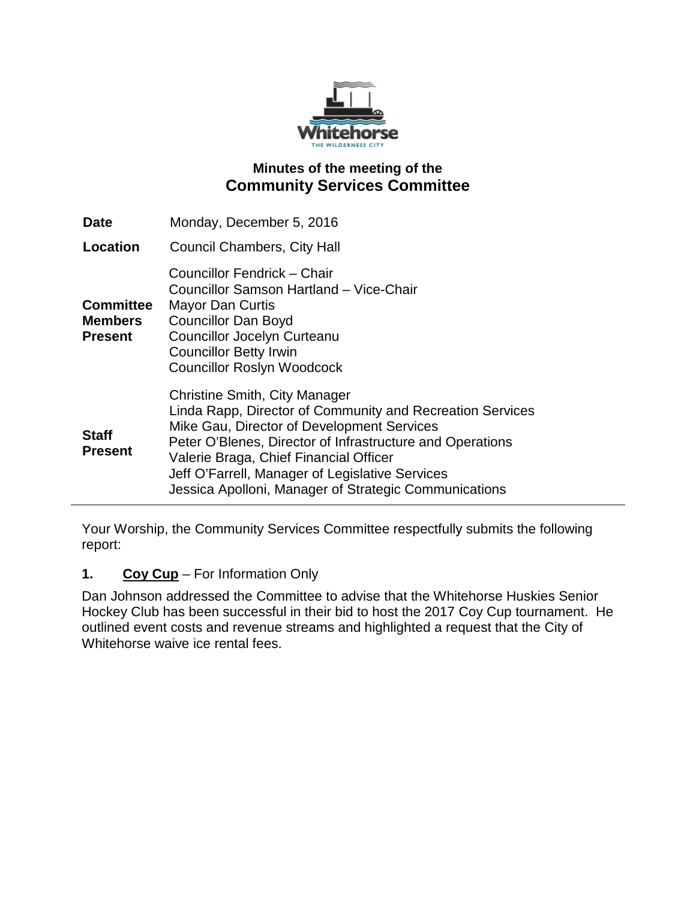## Minutes of the meeting of the
# Community Services Committee

| | |
|---|---|
| **Date** | Monday, December 5, 2016 |
| **Location** | Council Chambers, City Hall |
| **Committee Members Present** | Councillor Fendrick – Chair<br>Councillor Samson Hartland – Vice-Chair<br>Mayor Dan Curtis<br>Councillor Dan Boyd<br>Councillor Jocelyn Curteanu<br>Councillor Betty Irwin<br>Councillor Roslyn Woodcock |
| **Staff Present** | Christine Smith, City Manager<br>Linda Rapp, Director of Community and Recreation Services<br>Mike Gau, Director of Development Services<br>Peter O'Blenes, Director of Infrastructure and Operations<br>Valerie Braga, Chief Financial Officer<br>Jeff O'Farrell, Manager of Legislative Services<br>Jessica Apolloni, Manager of Strategic Communications |

---

Your Worship, the Community Services Committee respectfully submits the following report:

**1. Coy Cup** – For Information Only

Dan Johnson addressed the Committee to advise that the Whitehorse Huskies Senior Hockey Club has been successful in their bid to host the 2017 Coy Cup tournament. He outlined event costs and revenue streams and highlighted a request that the City of Whitehorse waive ice rental fees.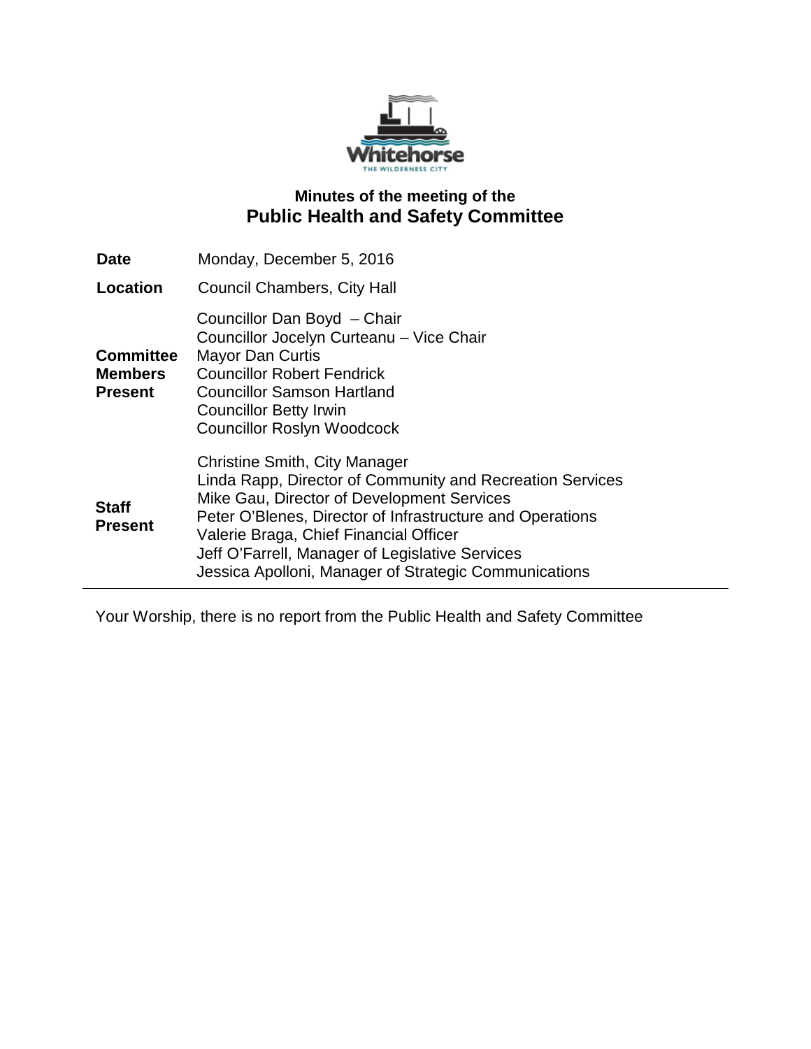Whitehorse
THE WILDERNESS CITY

## Minutes of the meeting of the
# Public Health and Safety Committee

| | |
|---|---|
| **Date** | Monday, December 5, 2016 |
| **Location** | Council Chambers, City Hall |
| **Committee Members Present** | Councillor Dan Boyd – Chair<br>Councillor Jocelyn Curteanu – Vice Chair<br>Mayor Dan Curtis<br>Councillor Robert Fendrick<br>Councillor Samson Hartland<br>Councillor Betty Irwin<br>Councillor Roslyn Woodcock |
| **Staff Present** | Christine Smith, City Manager<br>Linda Rapp, Director of Community and Recreation Services<br>Mike Gau, Director of Development Services<br>Peter O'Blenes, Director of Infrastructure and Operations<br>Valerie Braga, Chief Financial Officer<br>Jeff O'Farrell, Manager of Legislative Services<br>Jessica Apolloni, Manager of Strategic Communications |

Your Worship, there is no report from the Public Health and Safety Committee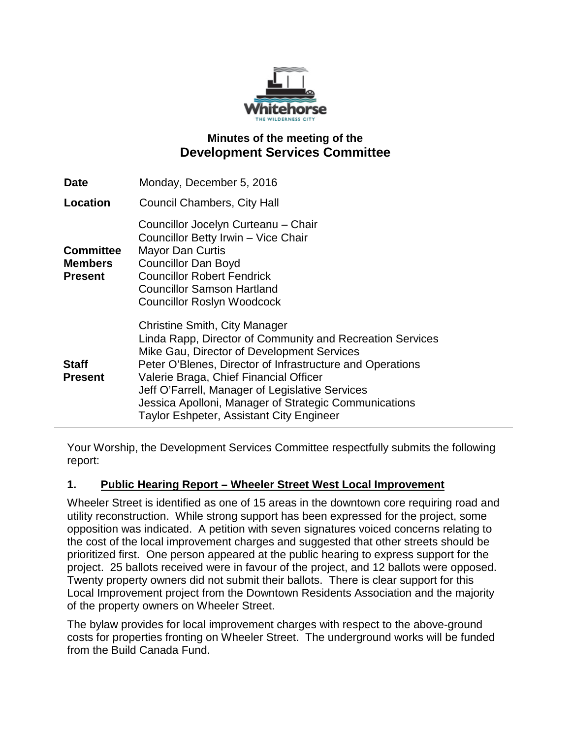# Minutes of the meeting of the
# Development Services Committee

| | |
|---|---|
| **Date** | Monday, December 5, 2016 |
| **Location** | Council Chambers, City Hall |
| **Committee Members Present** | Councillor Jocelyn Curteanu – Chair<br>Councillor Betty Irwin – Vice Chair<br>Mayor Dan Curtis<br>Councillor Dan Boyd<br>Councillor Robert Fendrick<br>Councillor Samson Hartland<br>Councillor Roslyn Woodcock |
| **Staff Present** | Christine Smith, City Manager<br>Linda Rapp, Director of Community and Recreation Services<br>Mike Gau, Director of Development Services<br>Peter O'Blenes, Director of Infrastructure and Operations<br>Valerie Braga, Chief Financial Officer<br>Jeff O'Farrell, Manager of Legislative Services<br>Jessica Apolloni, Manager of Strategic Communications<br>Taylor Eshpeter, Assistant City Engineer |

Your Worship, the Development Services Committee respectfully submits the following report:

## 1. Public Hearing Report – Wheeler Street West Local Improvement

Wheeler Street is identified as one of 15 areas in the downtown core requiring road and utility reconstruction. While strong support has been expressed for the project, some opposition was indicated. A petition with seven signatures voiced concerns relating to the cost of the local improvement charges and suggested that other streets should be prioritized first. One person appeared at the public hearing to express support for the project. 25 ballots received were in favour of the project, and 12 ballots were opposed. Twenty property owners did not submit their ballots. There is clear support for this Local Improvement project from the Downtown Residents Association and the majority of the property owners on Wheeler Street.

The bylaw provides for local improvement charges with respect to the above-ground costs for properties fronting on Wheeler Street. The underground works will be funded from the Build Canada Fund.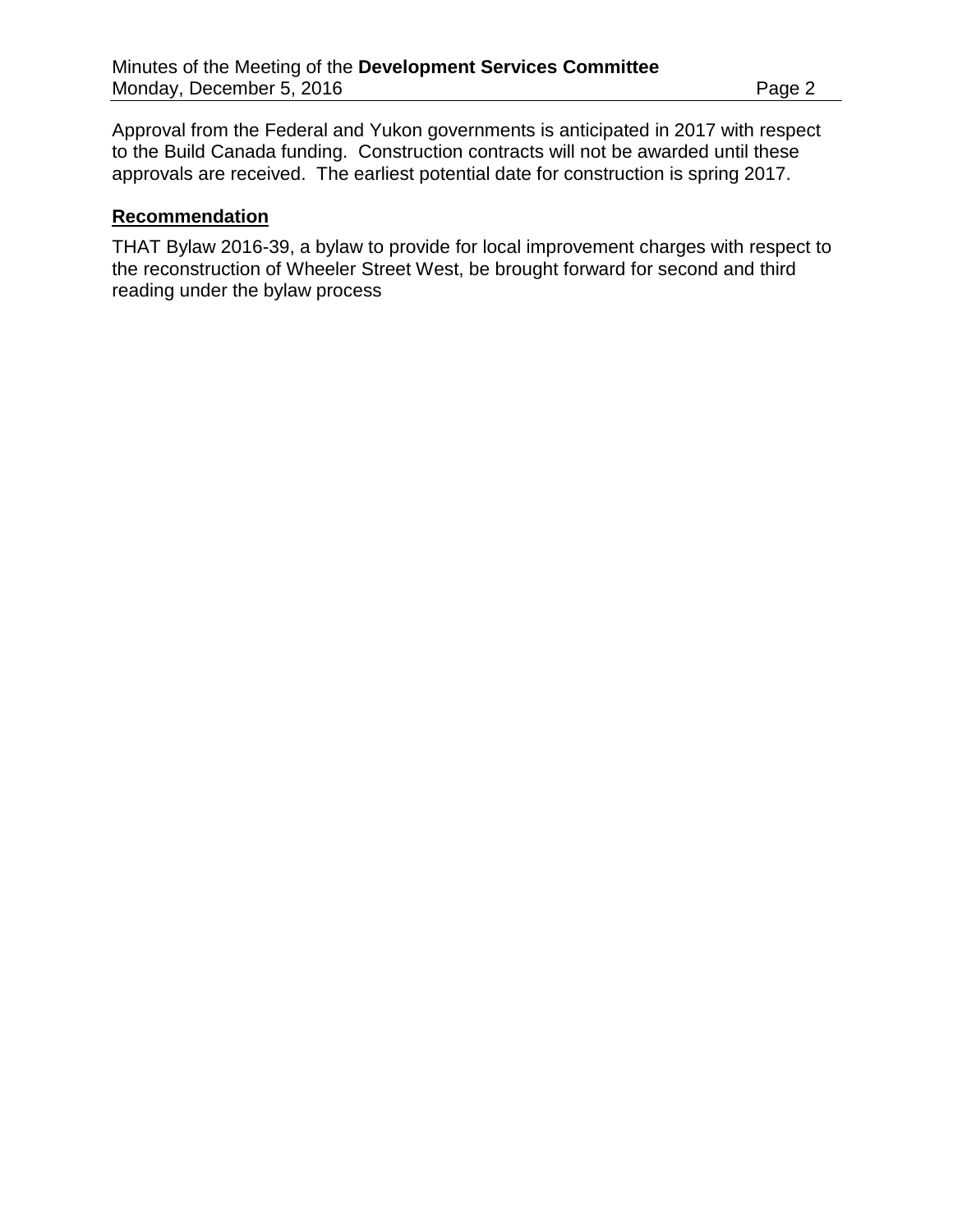Approval from the Federal and Yukon governments is anticipated in 2017 with respect to the Build Canada funding. Construction contracts will not be awarded until these approvals are received. The earliest potential date for construction is spring 2017.

## **Recommendation**

THAT Bylaw 2016-39, a bylaw to provide for local improvement charges with respect to the reconstruction of Wheeler Street West, be brought forward for second and third reading under the bylaw process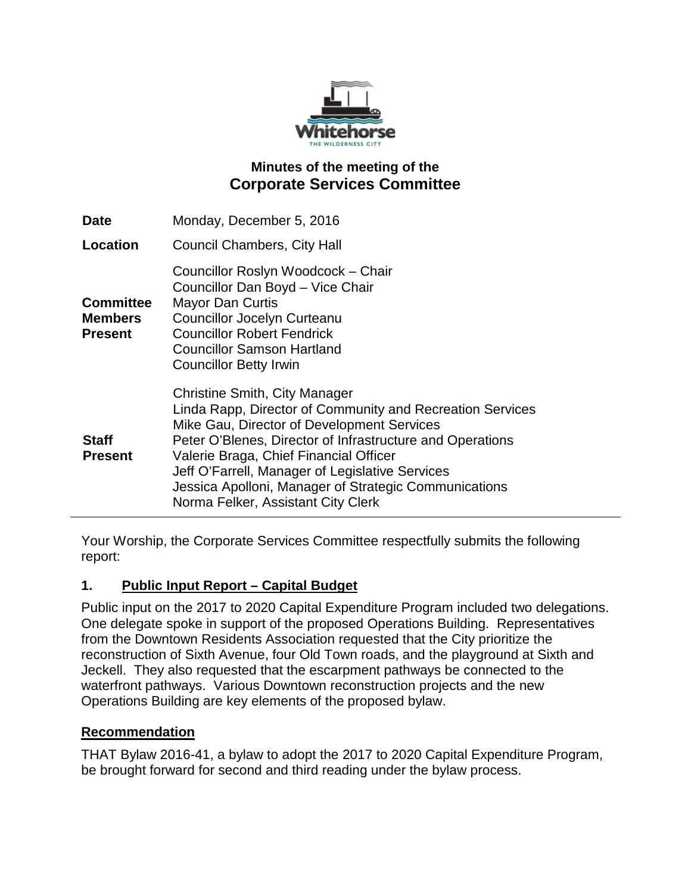# Minutes of the meeting of the
## Corporate Services Committee

| | |
|---|---|
| **Date** | Monday, December 5, 2016 |
| **Location** | Council Chambers, City Hall |
| **Committee Members Present** | Councillor Roslyn Woodcock – Chair<br>Councillor Dan Boyd – Vice Chair<br>Mayor Dan Curtis<br>Councillor Jocelyn Curteanu<br>Councillor Robert Fendrick<br>Councillor Samson Hartland<br>Councillor Betty Irwin |
| **Staff Present** | Christine Smith, City Manager<br>Linda Rapp, Director of Community and Recreation Services<br>Mike Gau, Director of Development Services<br>Peter O'Blenes, Director of Infrastructure and Operations<br>Valerie Braga, Chief Financial Officer<br>Jeff O'Farrell, Manager of Legislative Services<br>Jessica Apolloni, Manager of Strategic Communications<br>Norma Felker, Assistant City Clerk |

---

Your Worship, the Corporate Services Committee respectfully submits the following report:

### 1. Public Input Report – Capital Budget

Public input on the 2017 to 2020 Capital Expenditure Program included two delegations. One delegate spoke in support of the proposed Operations Building. Representatives from the Downtown Residents Association requested that the City prioritize the reconstruction of Sixth Avenue, four Old Town roads, and the playground at Sixth and Jeckell. They also requested that the escarpment pathways be connected to the waterfront pathways. Various Downtown reconstruction projects and the new Operations Building are key elements of the proposed bylaw.

**Recommendation**

THAT Bylaw 2016-41, a bylaw to adopt the 2017 to 2020 Capital Expenditure Program, be brought forward for second and third reading under the bylaw process.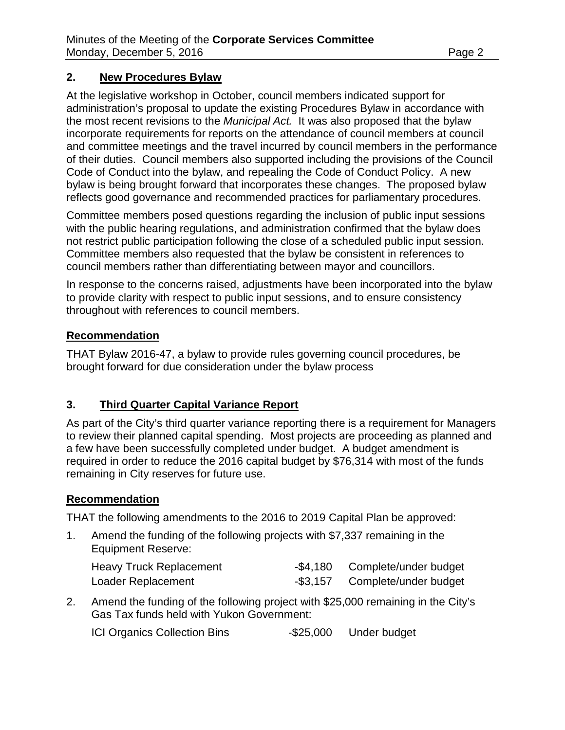## 2. New Procedures Bylaw

At the legislative workshop in October, council members indicated support for administration's proposal to update the existing Procedures Bylaw in accordance with the most recent revisions to the *Municipal Act.* It was also proposed that the bylaw incorporate requirements for reports on the attendance of council members at council and committee meetings and the travel incurred by council members in the performance of their duties. Council members also supported including the provisions of the Council Code of Conduct into the bylaw, and repealing the Code of Conduct Policy. A new bylaw is being brought forward that incorporates these changes. The proposed bylaw reflects good governance and recommended practices for parliamentary procedures.

Committee members posed questions regarding the inclusion of public input sessions with the public hearing regulations, and administration confirmed that the bylaw does not restrict public participation following the close of a scheduled public input session. Committee members also requested that the bylaw be consistent in references to council members rather than differentiating between mayor and councillors.

In response to the concerns raised, adjustments have been incorporated into the bylaw to provide clarity with respect to public input sessions, and to ensure consistency throughout with references to council members.

### Recommendation

THAT Bylaw 2016-47, a bylaw to provide rules governing council procedures, be brought forward for due consideration under the bylaw process

## 3. Third Quarter Capital Variance Report

As part of the City's third quarter variance reporting there is a requirement for Managers to review their planned capital spending. Most projects are proceeding as planned and a few have been successfully completed under budget. A budget amendment is required in order to reduce the 2016 capital budget by $76,314 with most of the funds remaining in City reserves for future use.

### Recommendation

THAT the following amendments to the 2016 to 2019 Capital Plan be approved:

1. Amend the funding of the following projects with $7,337 remaining in the Equipment Reserve:

| | | |
|---|---|---|
| Heavy Truck Replacement | -$4,180 | Complete/under budget |
| Loader Replacement | -$3,157 | Complete/under budget |

2. Amend the funding of the following project with $25,000 remaining in the City's Gas Tax funds held with Yukon Government:

| | | |
|---|---|---|
| ICI Organics Collection Bins | -$25,000 | Under budget |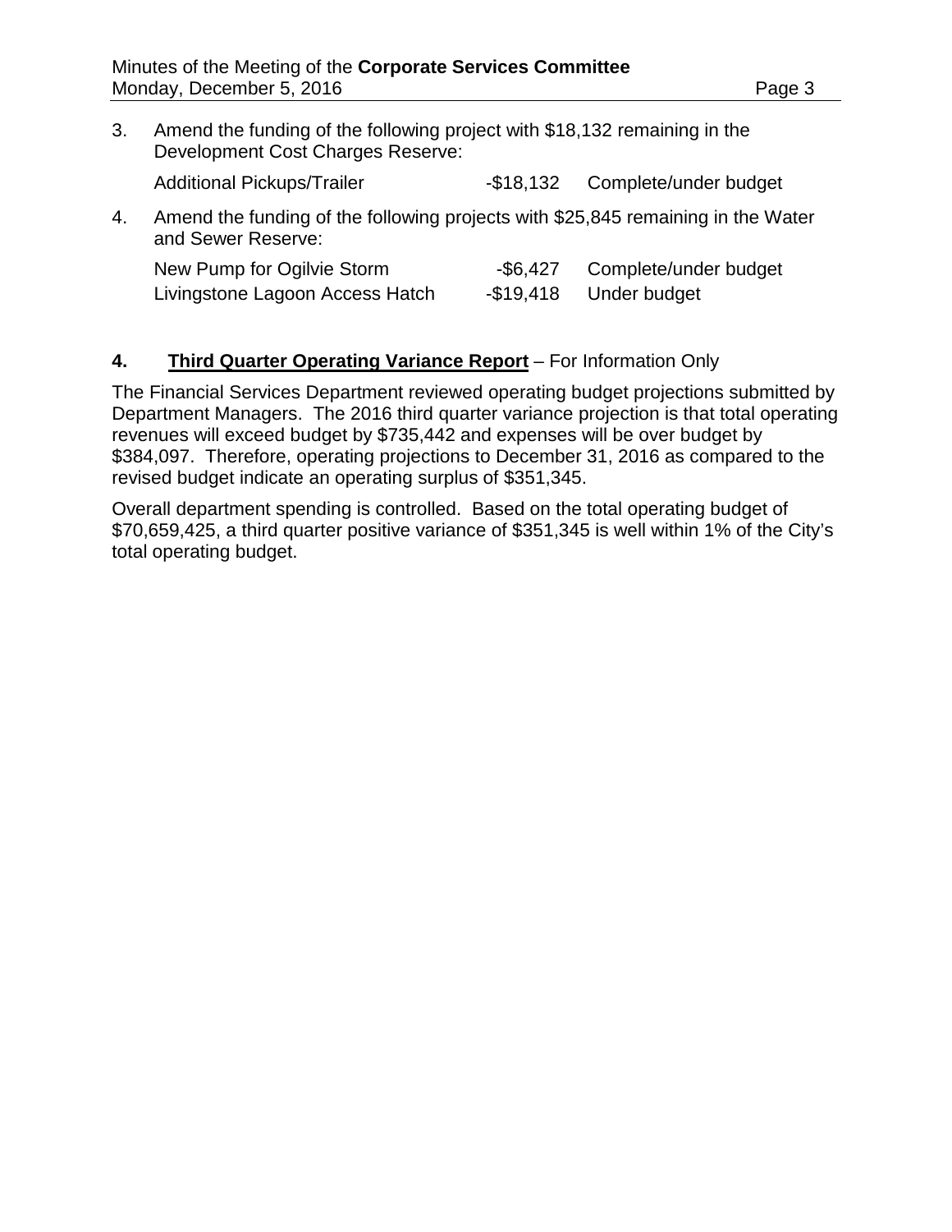3. Amend the funding of the following project with $18,132 remaining in the Development Cost Charges Reserve:

| | | |
|---|---|---|
| Additional Pickups/Trailer | -$18,132 | Complete/under budget |

4. Amend the funding of the following projects with $25,845 remaining in the Water and Sewer Reserve:

| | | |
|---|---|---|
| New Pump for Ogilvie Storm | -$6,427 | Complete/under budget |
| Livingstone Lagoon Access Hatch | -$19,418 | Under budget |

## 4. **Third Quarter Operating Variance Report** – For Information Only

The Financial Services Department reviewed operating budget projections submitted by Department Managers. The 2016 third quarter variance projection is that total operating revenues will exceed budget by $735,442 and expenses will be over budget by $384,097. Therefore, operating projections to December 31, 2016 as compared to the revised budget indicate an operating surplus of $351,345.

Overall department spending is controlled. Based on the total operating budget of $70,659,425, a third quarter positive variance of $351,345 is well within 1% of the City's total operating budget.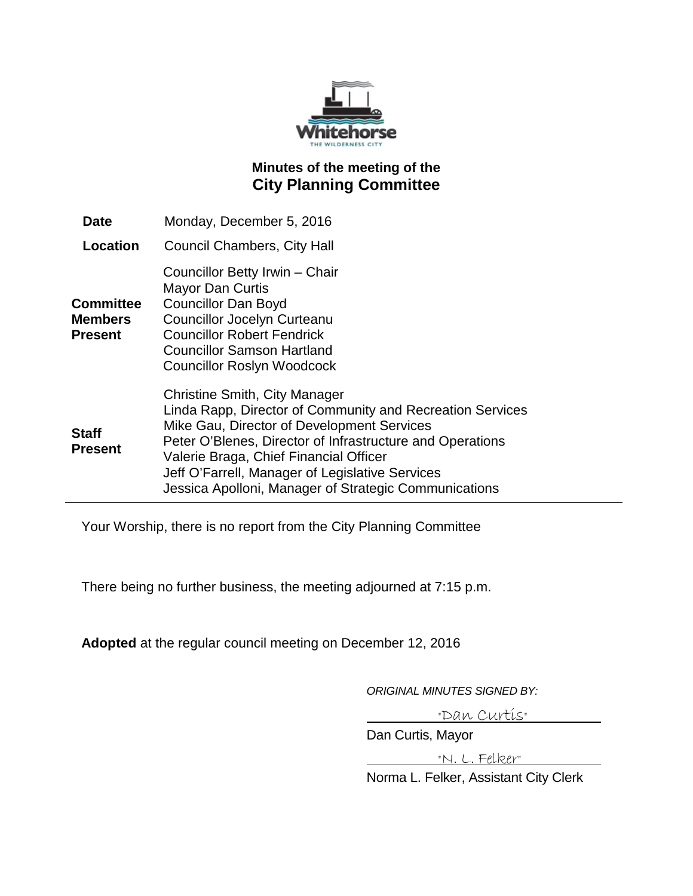**Minutes of the meeting of the**

# City Planning Committee

| | |
|---|---|
| **Date** | Monday, December 5, 2016 |
| **Location** | Council Chambers, City Hall |
| **Committee Members Present** | Councillor Betty Irwin – Chair<br>Mayor Dan Curtis<br>Councillor Dan Boyd<br>Councillor Jocelyn Curteanu<br>Councillor Robert Fendrick<br>Councillor Samson Hartland<br>Councillor Roslyn Woodcock |
| **Staff Present** | Christine Smith, City Manager<br>Linda Rapp, Director of Community and Recreation Services<br>Mike Gau, Director of Development Services<br>Peter O'Blenes, Director of Infrastructure and Operations<br>Valerie Braga, Chief Financial Officer<br>Jeff O'Farrell, Manager of Legislative Services<br>Jessica Apolloni, Manager of Strategic Communications |

Your Worship, there is no report from the City Planning Committee

There being no further business, the meeting adjourned at 7:15 p.m.

**Adopted** at the regular council meeting on December 12, 2016

*ORIGINAL MINUTES SIGNED BY:*

"Dan Curtis"

Dan Curtis, Mayor

"N. L. Felker"

Norma L. Felker, Assistant City Clerk